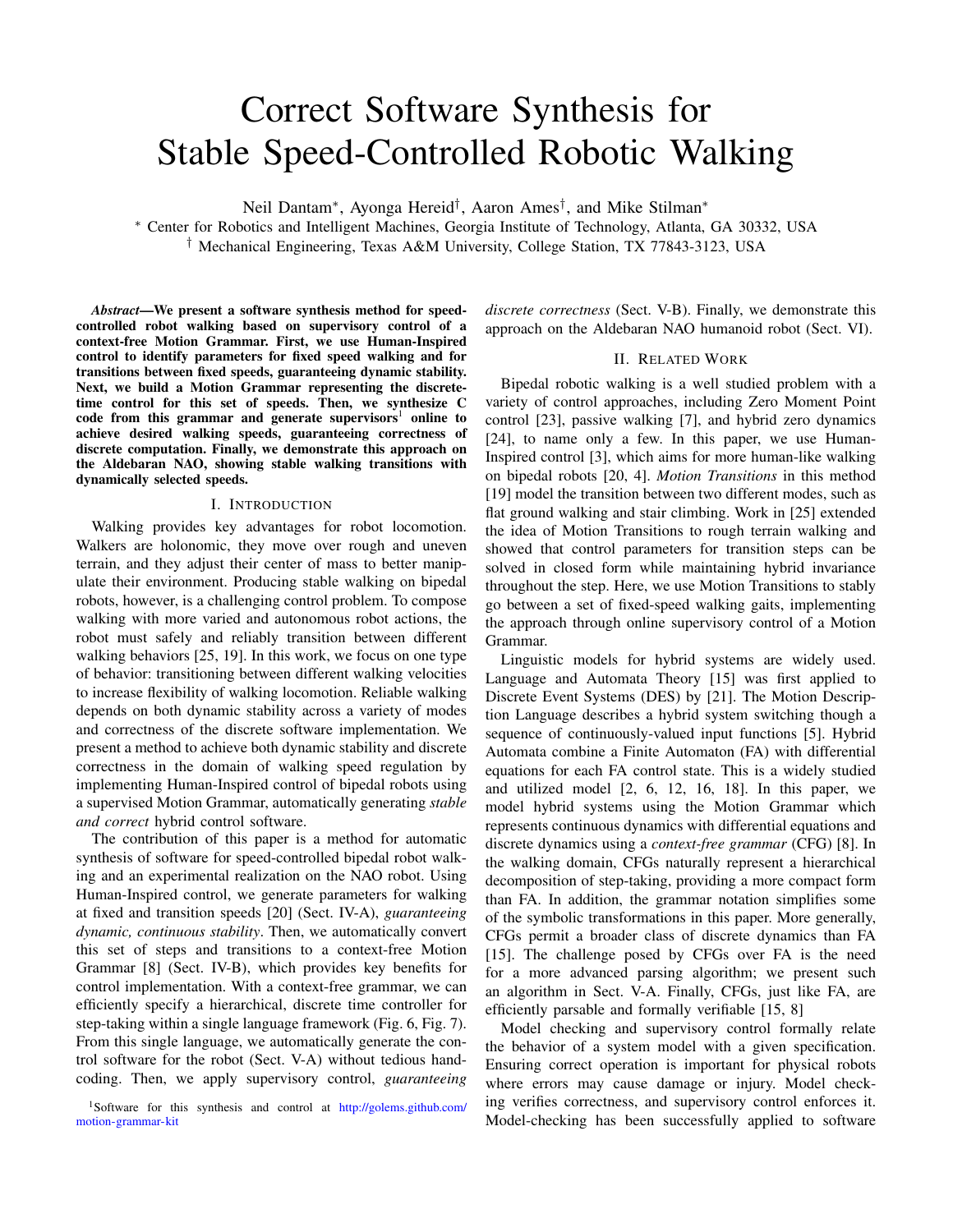# Correct Software Synthesis for Stable Speed-Controlled Robotic Walking

Neil Dantam*, Ayonga Hereid†, Aaron Ames†, and Mike Stilman*

* Center for Robotics and Intelligent Machines, Georgia Institute of Technology, Atlanta, GA 30332, USA

† Mechanical Engineering, Texas A&M University, College Station, TX 77843-3123, USA

***Abstract*—We present a software synthesis method for speed-controlled robot walking based on supervisory control of a context-free Motion Grammar. First, we use Human-Inspired control to identify parameters for fixed speed walking and for transitions between fixed speeds, guaranteeing dynamic stability. Next, we build a Motion Grammar representing the discrete-time control for this set of speeds. Then, we synthesize C code from this grammar and generate supervisors[1] online to achieve desired walking speeds, guaranteeing correctness of discrete computation. Finally, we demonstrate this approach on the Aldebaran NAO, showing stable walking transitions with dynamically selected speeds.**

## I. Introduction

Walking provides key advantages for robot locomotion. Walkers are holonomic, they move over rough and uneven terrain, and they adjust their center of mass to better manipulate their environment. Producing stable walking on bipedal robots, however, is a challenging control problem. To compose walking with more varied and autonomous robot actions, the robot must safely and reliably transition between different walking behaviors [25, 19]. In this work, we focus on one type of behavior: transitioning between different walking velocities to increase flexibility of walking locomotion. Reliable walking depends on both dynamic stability across a variety of modes and correctness of the discrete software implementation. We present a method to achieve both dynamic stability and discrete correctness in the domain of walking speed regulation by implementing Human-Inspired control of bipedal robots using a supervised Motion Grammar, automatically generating *stable and correct* hybrid control software.

The contribution of this paper is a method for automatic synthesis of software for speed-controlled bipedal robot walking and an experimental realization on the NAO robot. Using Human-Inspired control, we generate parameters for walking at fixed and transition speeds [20] (Sect. IV-A), *guaranteeing dynamic, continuous stability*. Then, we automatically convert this set of steps and transitions to a context-free Motion Grammar [8] (Sect. IV-B), which provides key benefits for control implementation. With a context-free grammar, we can efficiently specify a hierarchical, discrete time controller for step-taking within a single language framework (Fig. 6, Fig. 7). From this single language, we automatically generate the control software for the robot (Sect. V-A) without tedious hand-coding. Then, we apply supervisory control, *guaranteeing discrete correctness* (Sect. V-B). Finally, we demonstrate this approach on the Aldebaran NAO humanoid robot (Sect. VI).

## II. Related Work

Bipedal robotic walking is a well studied problem with a variety of control approaches, including Zero Moment Point control [23], passive walking [7], and hybrid zero dynamics [24], to name only a few. In this paper, we use Human-Inspired control [3], which aims for more human-like walking on bipedal robots [20, 4]. *Motion Transitions* in this method [19] model the transition between two different modes, such as flat ground walking and stair climbing. Work in [25] extended the idea of Motion Transitions to rough terrain walking and showed that control parameters for transition steps can be solved in closed form while maintaining hybrid invariance throughout the step. Here, we use Motion Transitions to stably go between a set of fixed-speed walking gaits, implementing the approach through online supervisory control of a Motion Grammar.

Linguistic models for hybrid systems are widely used. Language and Automata Theory [15] was first applied to Discrete Event Systems (DES) by [21]. The Motion Description Language describes a hybrid system switching though a sequence of continuously-valued input functions [5]. Hybrid Automata combine a Finite Automaton (FA) with differential equations for each FA control state. This is a widely studied and utilized model [2, 6, 12, 16, 18]. In this paper, we model hybrid systems using the Motion Grammar which represents continuous dynamics with differential equations and discrete dynamics using a *context-free grammar* (CFG) [8]. In the walking domain, CFGs naturally represent a hierarchical decomposition of step-taking, providing a more compact form than FA. In addition, the grammar notation simplifies some of the symbolic transformations in this paper. More generally, CFGs permit a broader class of discrete dynamics than FA [15]. The challenge posed by CFGs over FA is the need for a more advanced parsing algorithm; we present such an algorithm in Sect. V-A. Finally, CFGs, just like FA, are efficiently parsable and formally verifiable [15, 8]

Model checking and supervisory control formally relate the behavior of a system model with a given specification. Ensuring correct operation is important for physical robots where errors may cause damage or injury. Model checking verifies correctness, and supervisory control enforces it. Model-checking has been successfully applied to software

[1] Software for this synthesis and control at http://golems.github.com/motion-grammar-kit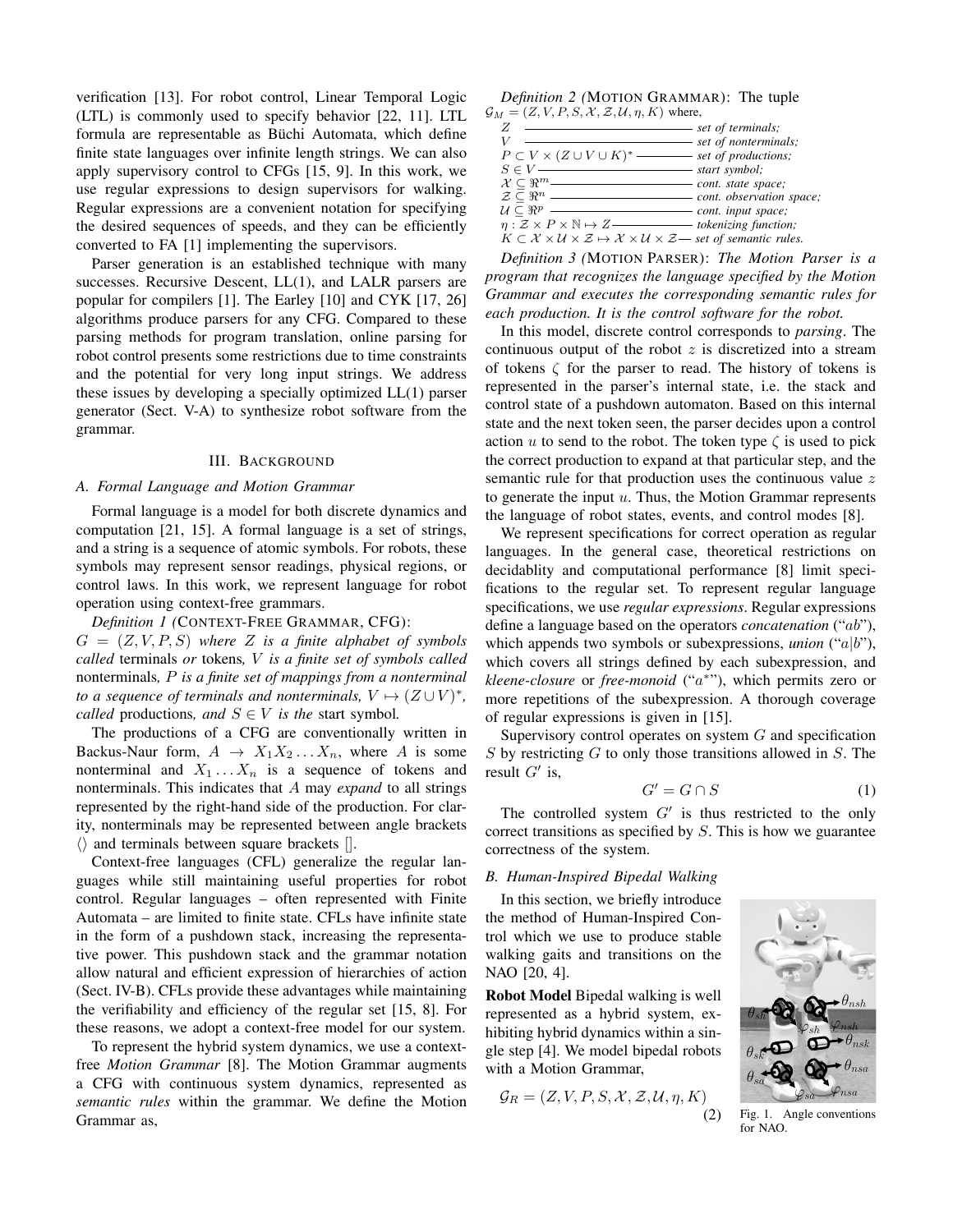verification [13]. For robot control, Linear Temporal Logic (LTL) is commonly used to specify behavior [22, 11]. LTL formula are representable as Büchi Automata, which define finite state languages over infinite length strings. We can also apply supervisory control to CFGs [15, 9]. In this work, we use regular expressions to design supervisors for walking. Regular expressions are a convenient notation for specifying the desired sequences of speeds, and they can be efficiently converted to FA [1] implementing the supervisors.

Parser generation is an established technique with many successes. Recursive Descent, LL(1), and LALR parsers are popular for compilers [1]. The Earley [10] and CYK [17, 26] algorithms produce parsers for any CFG. Compared to these parsing methods for program translation, online parsing for robot control presents some restrictions due to time constraints and the potential for very long input strings. We address these issues by developing a specially optimized LL(1) parser generator (Sect. V-A) to synthesize robot software from the grammar.

## III. Background

### A. Formal Language and Motion Grammar

Formal language is a model for both discrete dynamics and computation [21, 15]. A formal language is a set of strings, and a string is a sequence of atomic symbols. For robots, these symbols may represent sensor readings, physical regions, or control laws. In this work, we represent language for robot operation using context-free grammars.

*Definition 1 (*Context-Free Grammar, CFG*):* $G = (Z, V, P, S)$ *where* $Z$ *is a finite alphabet of symbols called* terminals *or* tokens*,* $V$ *is a finite set of symbols called* nonterminals*,* $P$ *is a finite set of mappings from a nonterminal to a sequence of terminals and nonterminals,* $V \mapsto (Z \cup V)^*$*, called* productions*, and* $S \in V$ *is the* start symbol*.*

The productions of a CFG are conventionally written in Backus-Naur form, $A \rightarrow X_1 X_2 \ldots X_n$, where $A$ is some nonterminal and $X_1 \ldots X_n$ is a sequence of tokens and nonterminals. This indicates that $A$ may *expand* to all strings represented by the right-hand side of the production. For clarity, nonterminals may be represented between angle brackets $\langle\rangle$ and terminals between square brackets [].

Context-free languages (CFL) generalize the regular languages while still maintaining useful properties for robot control. Regular languages – often represented with Finite Automata – are limited to finite state. CFLs have infinite state in the form of a pushdown stack, increasing the representative power. This pushdown stack and the grammar notation allow natural and efficient expression of hierarchies of action (Sect. IV-B). CFLs provide these advantages while maintaining the verifiability and efficiency of the regular set [15, 8]. For these reasons, we adopt a context-free model for our system.

To represent the hybrid system dynamics, we use a context-free *Motion Grammar* [8]. The Motion Grammar augments a CFG with continuous system dynamics, represented as *semantic rules* within the grammar. We define the Motion Grammar as,

*Definition 2 (*Motion Grammar*):* The tuple $\mathcal{G}_M = (Z, V, P, S, \mathcal{X}, \mathcal{Z}, \mathcal{U}, \eta, K)$ where,

- $Z$ — *set of terminals;*
- $V$ — *set of nonterminals;*
- $P \subset V \times (Z \cup V \cup K)^*$ — *set of productions;*
- $S \in V$ — *start symbol;*
- $\mathcal{X} \subseteq \Re^m$ — *cont. state space;*
- $\mathcal{Z} \subseteq \Re^n$ — *cont. observation space;*
- $\mathcal{U} \subseteq \Re^p$ — *cont. input space;*
- $\eta : \mathcal{Z} \times P \times \mathbb{N} \mapsto Z$ — *tokenizing function;*
- $K \subset \mathcal{X} \times \mathcal{U} \times \mathcal{Z} \mapsto \mathcal{X} \times \mathcal{U} \times \mathcal{Z}$ — *set of semantic rules.*

*Definition 3 (*Motion Parser*): The Motion Parser is a program that recognizes the language specified by the Motion Grammar and executes the corresponding semantic rules for each production. It is the control software for the robot.*

In this model, discrete control corresponds to *parsing*. The continuous output of the robot $z$ is discretized into a stream of tokens $\zeta$ for the parser to read. The history of tokens is represented in the parser's internal state, i.e. the stack and control state of a pushdown automaton. Based on this internal state and the next token seen, the parser decides upon a control action $u$ to send to the robot. The token type $\zeta$ is used to pick the correct production to expand at that particular step, and the semantic rule for that production uses the continuous value $z$ to generate the input $u$. Thus, the Motion Grammar represents the language of robot states, events, and control modes [8].

We represent specifications for correct operation as regular languages. In the general case, theoretical restrictions on decidablity and computational performance [8] limit specifications to the regular set. To represent regular language specifications, we use *regular expressions*. Regular expressions define a language based on the operators *concatenation* ("$ab$"), which appends two symbols or subexpressions, *union* ("$a|b$"), which covers all strings defined by each subexpression, and *kleene-closure* or *free-monoid* ("$a^*$"), which permits zero or more repetitions of the subexpression. A thorough coverage of regular expressions is given in [15].

Supervisory control operates on system $G$ and specification $S$ by restricting $G$ to only those transitions allowed in $S$. The result $G'$ is,

$$G' = G \cap S \tag{1}$$

The controlled system $G'$ is thus restricted to the only correct transitions as specified by $S$. This is how we guarantee correctness of the system.

### B. Human-Inspired Bipedal Walking

In this section, we briefly introduce the method of Human-Inspired Control which we use to produce stable walking gaits and transitions on the NAO [20, 4].

**Robot Model** Bipedal walking is well represented as a hybrid system, exhibiting hybrid dynamics within a single step [4]. We model bipedal robots with a Motion Grammar,

$$\mathcal{G}_R = (Z, V, P, S, \mathcal{X}, \mathcal{Z}, \mathcal{U}, \eta, K) \tag{2}$$

Fig. 1. Angle conventions for NAO.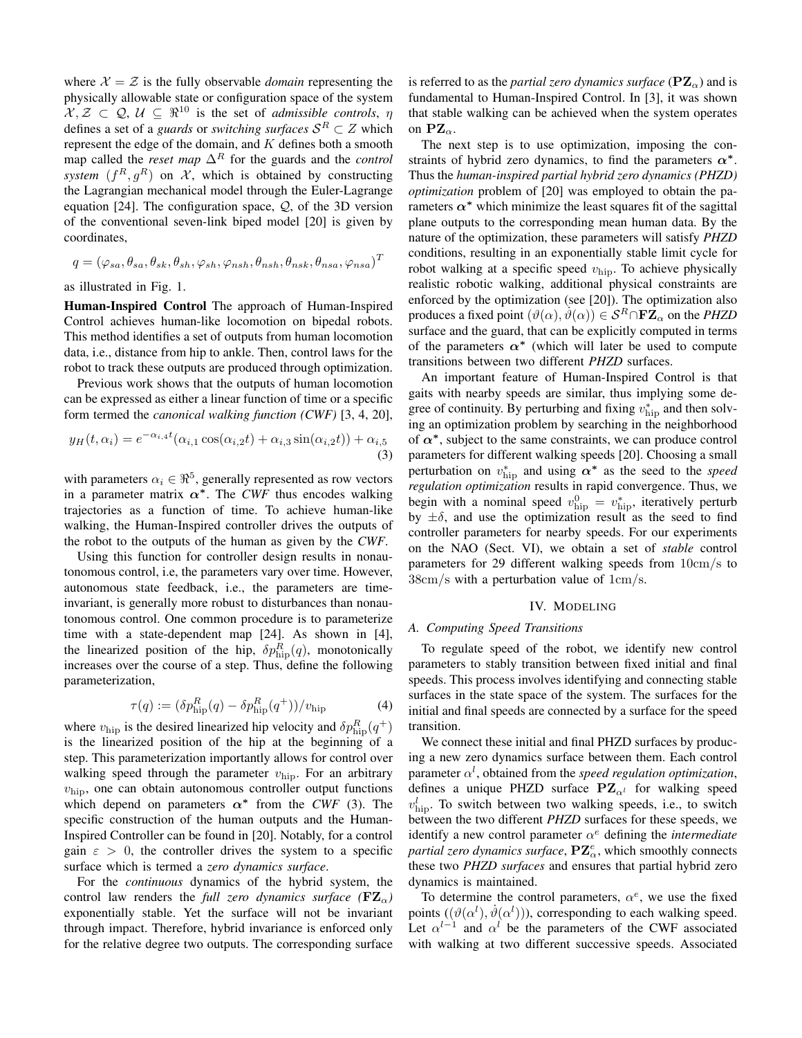where $\mathcal{X} = \mathcal{Z}$ is the fully observable *domain* representing the physically allowable state or configuration space of the system $\mathcal{X}, \mathcal{Z} \subset \mathcal{Q}$, $\mathcal{U} \subseteq \Re^{10}$ is the set of *admissible controls*, $\eta$ defines a set of a *guards* or *switching surfaces* $\mathcal{S}^R \subset Z$ which represent the edge of the domain, and $K$ defines both a smooth map called the *reset map* $\Delta^R$ for the guards and the *control system* $(f^R, g^R)$ on $\mathcal{X}$, which is obtained by constructing the Lagrangian mechanical model through the Euler-Lagrange equation [24]. The configuration space, $\mathcal{Q}$, of the 3D version of the conventional seven-link biped model [20] is given by coordinates,

$$q = (\varphi_{sa}, \theta_{sa}, \theta_{sk}, \theta_{sh}, \varphi_{sh}, \varphi_{nsh}, \theta_{nsh}, \theta_{nsk}, \theta_{nsa}, \varphi_{nsa})^T$$

as illustrated in Fig. 1.

**Human-Inspired Control** The approach of Human-Inspired Control achieves human-like locomotion on bipedal robots. This method identifies a set of outputs from human locomotion data, i.e., distance from hip to ankle. Then, control laws for the robot to track these outputs are produced through optimization.

Previous work shows that the outputs of human locomotion can be expressed as either a linear function of time or a specific form termed the *canonical walking function (CWF)* [3, 4, 20],

$$y_H(t, \alpha_i) = e^{-\alpha_{i,4}t}(\alpha_{i,1}\cos(\alpha_{i,2}t) + \alpha_{i,3}\sin(\alpha_{i,2}t)) + \alpha_{i,5} \quad (3)$$

with parameters $\alpha_i \in \Re^5$, generally represented as row vectors in a parameter matrix $\boldsymbol{\alpha}^*$. The *CWF* thus encodes walking trajectories as a function of time. To achieve human-like walking, the Human-Inspired controller drives the outputs of the robot to the outputs of the human as given by the *CWF*.

Using this function for controller design results in nonautonomous control, i.e, the parameters vary over time. However, autonomous state feedback, i.e., the parameters are time-invariant, is generally more robust to disturbances than nonautonomous control. One common procedure is to parameterize time with a state-dependent map [24]. As shown in [4], the linearized position of the hip, $\delta p^R_{\rm hip}(q)$, monotonically increases over the course of a step. Thus, define the following parameterization,

$$\tau(q) := (\delta p^R_{\rm hip}(q) - \delta p^R_{\rm hip}(q^+))/v_{\rm hip} \quad (4)$$

where $v_{\rm hip}$ is the desired linearized hip velocity and $\delta p^R_{\rm hip}(q^+)$ is the linearized position of the hip at the beginning of a step. This parameterization importantly allows for control over walking speed through the parameter $v_{\rm hip}$. For an arbitrary $v_{\rm hip}$, one can obtain autonomous controller output functions which depend on parameters $\boldsymbol{\alpha}^*$ from the *CWF* (3). The specific construction of the human outputs and the Human-Inspired Controller can be found in [20]. Notably, for a control gain $\varepsilon > 0$, the controller drives the system to a specific surface which is termed a *zero dynamics surface*.

For the *continuous* dynamics of the hybrid system, the control law renders the *full zero dynamics surface ($\mathbf{FZ}_\alpha$)* exponentially stable. Yet the surface will not be invariant through impact. Therefore, hybrid invariance is enforced only for the relative degree two outputs. The corresponding surface is referred to as the *partial zero dynamics surface* ($\mathbf{PZ}_\alpha$) and is fundamental to Human-Inspired Control. In [3], it was shown that stable walking can be achieved when the system operates on $\mathbf{PZ}_\alpha$.

The next step is to use optimization, imposing the constraints of hybrid zero dynamics, to find the parameters $\boldsymbol{\alpha}^*$. Thus the *human-inspired partial hybrid zero dynamics (PHZD) optimization* problem of [20] was employed to obtain the parameters $\boldsymbol{\alpha}^*$ which minimize the least squares fit of the sagittal plane outputs to the corresponding mean human data. By the nature of the optimization, these parameters will satisfy *PHZD* conditions, resulting in an exponentially stable limit cycle for robot walking at a specific speed $v_{\rm hip}$. To achieve physically realistic robotic walking, additional physical constraints are enforced by the optimization (see [20]). The optimization also produces a fixed point $(\vartheta(\alpha), \dot{\vartheta}(\alpha)) \in \mathcal{S}^R \cap \mathbf{FZ}_\alpha$ on the *PHZD* surface and the guard, that can be explicitly computed in terms of the parameters $\boldsymbol{\alpha}^*$ (which will later be used to compute transitions between two different *PHZD* surfaces.

An important feature of Human-Inspired Control is that gaits with nearby speeds are similar, thus implying some degree of continuity. By perturbing and fixing $v^*_{\rm hip}$ and then solving an optimization problem by searching in the neighborhood of $\boldsymbol{\alpha}^*$, subject to the same constraints, we can produce control parameters for different walking speeds [20]. Choosing a small perturbation on $v^*_{\rm hip}$ and using $\boldsymbol{\alpha}^*$ as the seed to the *speed regulation optimization* results in rapid convergence. Thus, we begin with a nominal speed $v^0_{\rm hip} = v^*_{\rm hip}$, iteratively perturb by $\pm\delta$, and use the optimization result as the seed to find controller parameters for nearby speeds. For our experiments on the NAO (Sect. VI), we obtain a set of *stable* control parameters for 29 different walking speeds from $10\text{cm/s}$ to $38\text{cm/s}$ with a perturbation value of $1\text{cm/s}$.

## IV. Modeling

### A. Computing Speed Transitions

To regulate speed of the robot, we identify new control parameters to stably transition between fixed initial and final speeds. This process involves identifying and connecting stable surfaces in the state space of the system. The surfaces for the initial and final speeds are connected by a surface for the speed transition.

We connect these initial and final PHZD surfaces by producing a new zero dynamics surface between them. Each control parameter $\alpha^l$, obtained from the *speed regulation optimization*, defines a unique PHZD surface $\mathbf{PZ}_{\alpha^l}$ for walking speed $v^l_{\rm hip}$. To switch between two walking speeds, i.e., to switch between the two different *PHZD* surfaces for these speeds, we identify a new control parameter $\alpha^e$ defining the *intermediate partial zero dynamics surface*, $\mathbf{PZ}^e_\alpha$, which smoothly connects these two *PHZD surfaces* and ensures that partial hybrid zero dynamics is maintained.

To determine the control parameters, $\alpha^e$, we use the fixed points $((\vartheta(\alpha^l), \dot{\vartheta}(\alpha^l)))$, corresponding to each walking speed. Let $\alpha^{l-1}$ and $\alpha^l$ be the parameters of the CWF associated with walking at two different successive speeds. Associated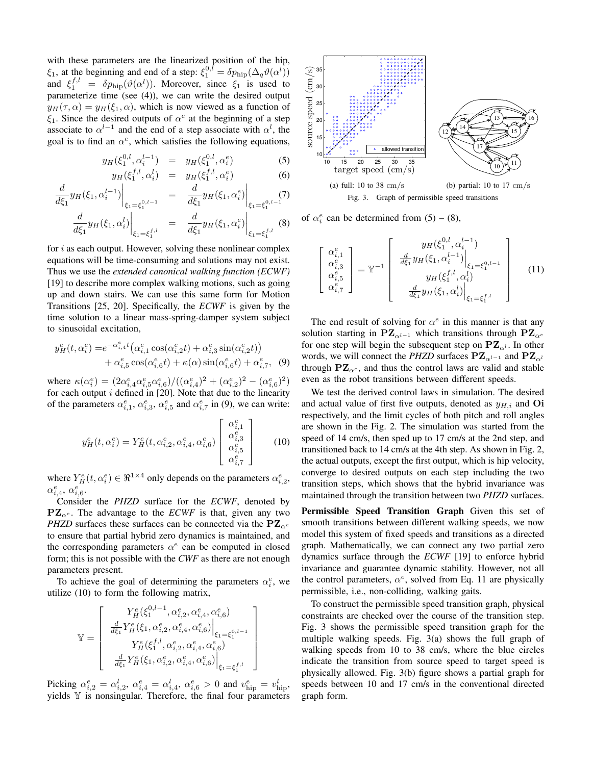with these parameters are the linearized position of the hip, $\xi_1$, at the beginning and end of a step: $\xi_1^{0,l} = \delta p_{\rm hip}(\Delta_q \vartheta(\alpha^l))$ and $\xi_1^{f,l} = \delta p_{\rm hip}(\vartheta(\alpha^l))$. Moreover, since $\xi_1$ is used to parameterize time (see (4)), we can write the desired output $y_H(\tau, \alpha) = y_H(\xi_1, \alpha)$, which is now viewed as a function of $\xi_1$. Since the desired outputs of $\alpha^e$ at the beginning of a step associate to $\alpha^{l-1}$ and the end of a step associate with $\alpha^l$, the goal is to find an $\alpha^e$, which satisfies the following equations,

$$y_H(\xi_1^{0,l}, \alpha_i^{l-1}) = y_H(\xi_1^{0,l}, \alpha_i^e) \quad (5)$$

$$y_H(\xi_1^{f,l}, \alpha_i^l) = y_H(\xi_1^{f,l}, \alpha_i^e) \quad (6)$$

$$\frac{d}{d\xi_1} y_H(\xi_1, \alpha_i^{l-1})\Big|_{\xi_1 = \xi_1^{0,l-1}} = \frac{d}{d\xi_1} y_H(\xi_1, \alpha_i^e)\Big|_{\xi_1 = \xi_1^{0,l-1}} \quad (7)$$

$$\frac{d}{d\xi_1} y_H(\xi_1, \alpha_i^l)\Big|_{\xi_1 = \xi_1^{f,l}} = \frac{d}{d\xi_1} y_H(\xi_1, \alpha_i^e)\Big|_{\xi_1 = \xi_1^{f,l}} \quad (8)$$

for $i$ as each output. However, solving these nonlinear complex equations will be time-consuming and solutions may not exist. Thus we use the *extended canonical walking function (ECWF)* [19] to describe more complex walking motions, such as going up and down stairs. We can use this same form for Motion Transitions [25, 20]. Specifically, the *ECWF* is given by the time solution to a linear mass-spring-damper system subject to sinusoidal excitation,

$$\begin{aligned} y_H^e(t, \alpha_i^e) =& e^{-\alpha_{i,4}^e t}\big(\alpha_{i,1}^e \cos(\alpha_{i,2}^e t) + \alpha_{i,3}^e \sin(\alpha_{i,2}^e t)\big) \\ &+ \alpha_{i,5}^e \cos(\alpha_{i,6}^e t) + \kappa(\alpha) \sin(\alpha_{i,6}^e t) + \alpha_{i,7}^e, \quad (9) \end{aligned}$$

where $\kappa(\alpha_i^e) = (2\alpha_{i,4}^e \alpha_{i,5}^e \alpha_{i,6}^e)/((\alpha_{i,4}^e)^2 + (\alpha_{i,2}^e)^2 - (\alpha_{i,6}^e)^2)$ for each output $i$ defined in [20]. Note that due to the linearity of the parameters $\alpha_{i,1}^e$, $\alpha_{i,3}^e$, $\alpha_{i,5}^e$ and $\alpha_{i,7}^e$ in (9), we can write:

$$y_H^e(t, \alpha_i^e) = Y_H^e(t, \alpha_{i,2}^e, \alpha_{i,4}^e, \alpha_{i,6}^e) \begin{bmatrix} \alpha_{i,1}^e \\ \alpha_{i,3}^e \\ \alpha_{i,5}^e \\ \alpha_{i,7}^e \end{bmatrix} \quad (10)$$

where $Y_H^e(t, \alpha_i^e) \in \Re^{1\times 4}$ only depends on the parameters $\alpha_{i,2}^e$, $\alpha_{i,4}^e$, $\alpha_{i,6}^e$.

Consider the *PHZD* surface for the *ECWF*, denoted by $\mathbf{PZ}_{\alpha^e}$. The advantage to the *ECWF* is that, given any two *PHZD* surfaces these surfaces can be connected via the $\mathbf{PZ}_{\alpha^e}$ to ensure that partial hybrid zero dynamics is maintained, and the corresponding parameters $\alpha^e$ can be computed in closed form; this is not possible with the *CWF* as there are not enough parameters present.

To achieve the goal of determining the parameters $\alpha_i^e$, we utilize (10) to form the following matrix,

$$\mathbb{Y} = \begin{bmatrix} Y_H^e(\xi_1^{0,l-1}, \alpha_{i,2}^e, \alpha_{i,4}^e, \alpha_{i,6}^e) \\ \frac{d}{d\xi_1} Y_H^e(\xi_1, \alpha_{i,2}^e, \alpha_{i,4}^e, \alpha_{i,6}^e)\Big|_{\xi_1 = \xi_1^{0,l-1}} \\ Y_H^e(\xi_1^{f,l}, \alpha_{i,2}^e, \alpha_{i,4}^e, \alpha_{i,6}^e) \\ \frac{d}{d\xi_1} Y_H^e(\xi_1, \alpha_{i,2}^e, \alpha_{i,4}^e, \alpha_{i,6}^e)\Big|_{\xi_1 = \xi_1^{f,l}} \end{bmatrix}$$

Picking $\alpha_{i,2}^e = \alpha_{i,2}^l$, $\alpha_{i,4}^e = \alpha_{i,4}^l$, $\alpha_{i,6}^e > 0$ and $v_{\rm hip}^e = v_{\rm hip}^l$, yields $\mathbb{Y}$ is nonsingular. Therefore, the final four parameters of $\alpha_i^e$ can be determined from (5) – (8),

$$\begin{bmatrix} \alpha_{i,1}^e \\ \alpha_{i,3}^e \\ \alpha_{i,5}^e \\ \alpha_{i,7}^e \end{bmatrix} = \mathbb{Y}^{-1} \begin{bmatrix} y_H(\xi_1^{0,l}, \alpha_i^{l-1}) \\ \frac{d}{d\xi_1} y_H(\xi_1, \alpha_i^{l-1})\Big|_{\xi_1 = \xi_1^{0,l-1}} \\ y_H(\xi_1^{f,l}, \alpha_i^l) \\ \frac{d}{d\xi_1} y_H(\xi_1, \alpha_i^l)\Big|_{\xi_1 = \xi_1^{f,l}} \end{bmatrix} \quad (11)$$

The end result of solving for $\alpha^e$ in this manner is that any solution starting in $\mathbf{PZ}_{\alpha^{l-1}}$ which transitions through $\mathbf{PZ}_{\alpha^e}$ for one step will begin the subsequent step on $\mathbf{PZ}_{\alpha^l}$. In other words, we will connect the *PHZD* surfaces $\mathbf{PZ}_{\alpha^{l-1}}$ and $\mathbf{PZ}_{\alpha^l}$ through $\mathbf{PZ}_{\alpha^e}$, and thus the control laws are valid and stable even as the robot transitions between different speeds.

We test the derived control laws in simulation. The desired and actual value of first five outputs, denoted as $y_{H,i}$ and **Oi** respectively, and the limit cycles of both pitch and roll angles are shown in the Fig. 2. The simulation was started from the speed of 14 cm/s, then sped up to 17 cm/s at the 2nd step, and transitioned back to 14 cm/s at the 4th step. As shown in Fig. 2, the actual outputs, except the first output, which is hip velocity, converge to desired outputs on each step including the two transition steps, which shows that the hybrid invariance was maintained through the transition between two *PHZD* surfaces.

(a) full: 10 to 38 cm/s (b) partial: 10 to 17 cm/s

Fig. 3. Graph of permissible speed transitions

**Permissible Speed Transition Graph** Given this set of smooth transitions between different walking speeds, we now model this system of fixed speeds and transitions as a directed graph. Mathematically, we can connect any two partial zero dynamics surface through the *ECWF* [19] to enforce hybrid invariance and guarantee dynamic stability. However, not all the control parameters, $\alpha^e$, solved from Eq. 11 are physically permissible, i.e., non-colliding, walking gaits.

To construct the permissible speed transition graph, physical constraints are checked over the course of the transition step. Fig. 3 shows the permissible speed transition graph for the multiple walking speeds. Fig. 3(a) shows the full graph of walking speeds from 10 to 38 cm/s, where the blue circles indicate the transition from source speed to target speed is physically allowed. Fig. 3(b) figure shows a partial graph for speeds between 10 and 17 cm/s in the conventional directed graph form.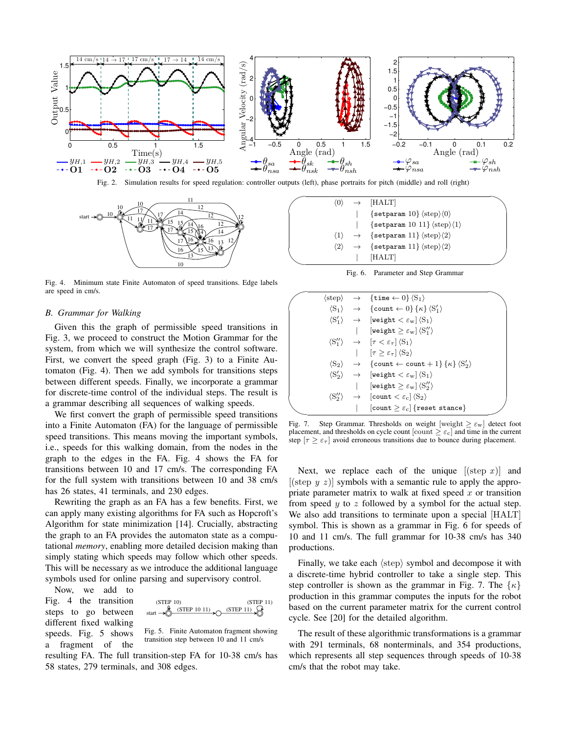Fig. 2. Simulation results for speed regulation: controller outputs (left), phase portraits for pitch (middle) and roll (right)

Fig. 4. Minimum state Finite Automaton of speed transitions. Edge labels are speed in cm/s.

### B. Grammar for Walking

Given this the graph of permissible speed transitions in Fig. 3, we proceed to construct the Motion Grammar for the system, from which we will synthesize the control software. First, we convert the speed graph (Fig. 3) to a Finite Automaton (Fig. 4). Then we add symbols for transitions steps between different speeds. Finally, we incorporate a grammar for discrete-time control of the individual steps. The result is a grammar describing all sequences of walking speeds.

We first convert the graph of permissible speed transitions into a Finite Automaton (FA) for the language of permissible speed transitions. This means moving the important symbols, i.e., speeds for this walking domain, from the nodes in the graph to the edges in the FA. Fig. 4 shows the FA for transitions between 10 and 17 cm/s. The corresponding FA for the full system with transitions between 10 and 38 cm/s has 26 states, 41 terminals, and 230 edges.

Rewriting the graph as an FA has a few benefits. First, we can apply many existing algorithms for FA such as Hopcroft's Algorithm for state minimization [14]. Crucially, abstracting the graph to an FA provides the automaton state as a computational *memory*, enabling more detailed decision making than simply stating which speeds may follow which other speeds. This will be necessary as we introduce the additional language symbols used for online parsing and supervisory control.

Now, we add to Fig. 4 the transition steps to go between different fixed walking speeds. Fig. 5 shows a fragment of the resulting FA. The full transition-step FA for 10-38 cm/s has 58 states, 279 terminals, and 308 edges.

Fig. 5. Finite Automaton fragment showing transition step between 10 and 11 cm/s

$$
\begin{aligned}
\langle 0\rangle &\rightarrow [\text{HALT}]\\
&\mid \{\texttt{setparam } 10\}\,\langle\text{step}\rangle\langle 0\rangle\\
&\mid \{\texttt{setparam } 10\ 11\}\,\langle\text{step}\rangle\langle 1\rangle\\
\langle 1\rangle &\rightarrow \{\texttt{setparam } 11\}\,\langle\text{step}\rangle\langle 2\rangle\\
\langle 2\rangle &\rightarrow \{\texttt{setparam } 11\}\,\langle\text{step}\rangle\langle 2\rangle\\
&\mid [\text{HALT}]
\end{aligned}
$$

Fig. 6. Parameter and Step Grammar

$$
\begin{aligned}
\langle\text{step}\rangle &\rightarrow \{\texttt{time} \leftarrow 0\}\,\langle S_1\rangle\\
\langle S_1\rangle &\rightarrow \{\texttt{count} \leftarrow 0\}\,\{\kappa\}\,\langle S_1'\rangle\\
\langle S_1'\rangle &\rightarrow [\texttt{weight} < \varepsilon_w]\,\langle S_1\rangle\\
&\mid [\texttt{weight} \geq \varepsilon_w]\,\langle S_1''\rangle\\
\langle S_1''\rangle &\rightarrow [\tau < \varepsilon_\tau]\,\langle S_1\rangle\\
&\mid [\tau \geq \varepsilon_\tau]\,\langle S_2\rangle\\
\langle S_2\rangle &\rightarrow \{\texttt{count} \leftarrow \texttt{count}+1\}\,\{\kappa\}\,\langle S_2'\rangle\\
\langle S_2'\rangle &\rightarrow [\texttt{weight} < \varepsilon_w]\,\langle S_1\rangle\\
&\mid [\texttt{weight} \geq \varepsilon_w]\,\langle S_2''\rangle\\
\langle S_2''\rangle &\rightarrow [\texttt{count} < \varepsilon_c]\,\langle S_2\rangle\\
&\mid [\texttt{count} \geq \varepsilon_c]\,\{\texttt{reset stance}\}
\end{aligned}
$$

Fig. 7. Step Grammar. Thresholds on weight [weight $\geq \varepsilon_w$] detect foot placement, and thresholds on cycle count [count $\geq \varepsilon_c$] and time in the current step [$\tau \geq \varepsilon_\tau$] avoid erroneous transitions due to bounce during placement.

Next, we replace each of the unique [(step $x$)] and [(step $y$ $z$)] symbols with a semantic rule to apply the appropriate parameter matrix to walk at fixed speed $x$ or transition from speed $y$ to $z$ followed by a symbol for the actual step. We also add transitions to terminate upon a special [HALT] symbol. This is shown as a grammar in Fig. 6 for speeds of 10 and 11 cm/s. The full grammar for 10-38 cm/s has 340 productions.

Finally, we take each ⟨step⟩ symbol and decompose it with a discrete-time hybrid controller to take a single step. This step controller is shown as the grammar in Fig. 7. The $\{\kappa\}$ production in this grammar computes the inputs for the robot based on the current parameter matrix for the current control cycle. See [20] for the detailed algorithm.

The result of these algorithmic transformations is a grammar with 291 terminals, 68 nonterminals, and 354 productions, which represents all step sequences through speeds of 10-38 cm/s that the robot may take.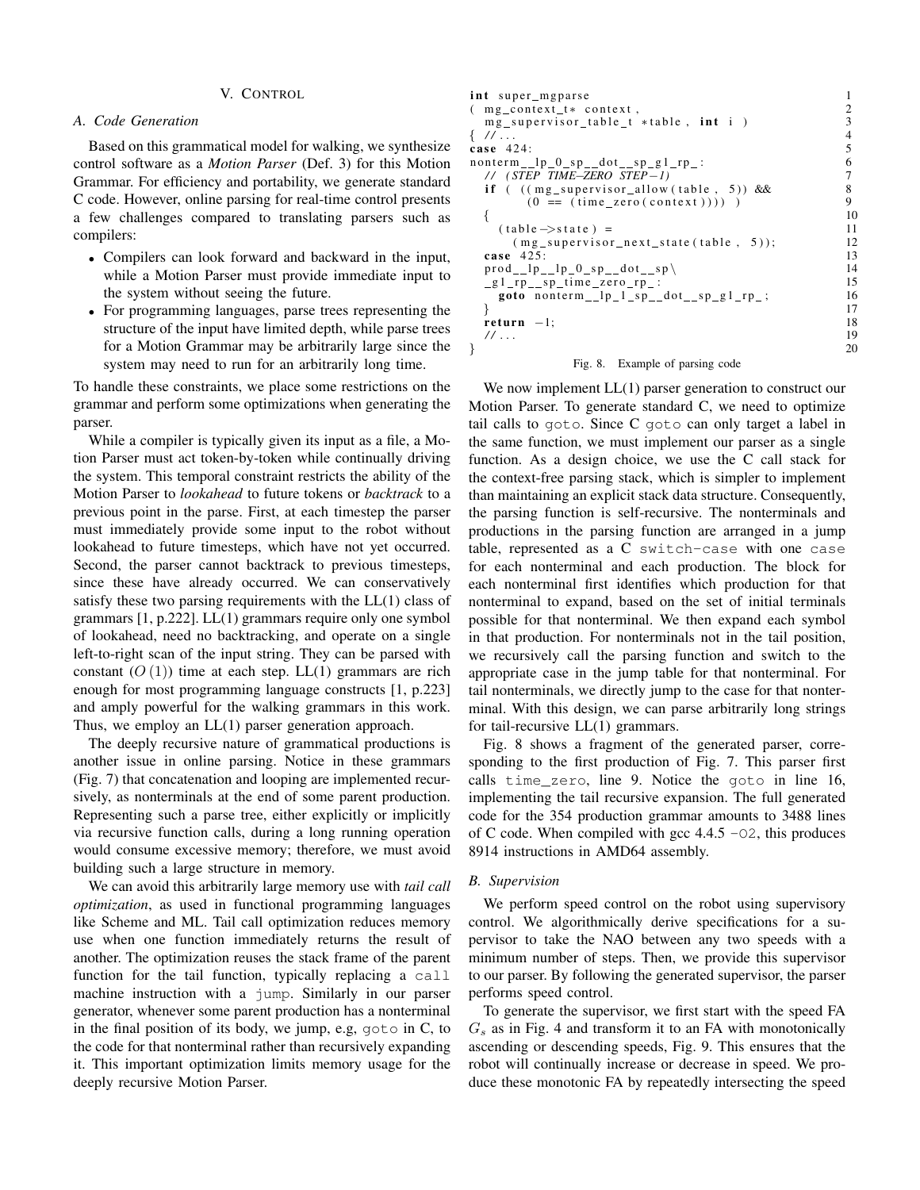## V. CONTROL

### A. Code Generation

Based on this grammatical model for walking, we synthesize control software as a *Motion Parser* (Def. 3) for this Motion Grammar. For efficiency and portability, we generate standard C code. However, online parsing for real-time control presents a few challenges compared to translating parsers such as compilers:

- Compilers can look forward and backward in the input, while a Motion Parser must provide immediate input to the system without seeing the future.
- For programming languages, parse trees representing the structure of the input have limited depth, while parse trees for a Motion Grammar may be arbitrarily large since the system may need to run for an arbitrarily long time.

To handle these constraints, we place some restrictions on the grammar and perform some optimizations when generating the parser.

While a compiler is typically given its input as a file, a Motion Parser must act token-by-token while continually driving the system. This temporal constraint restricts the ability of the Motion Parser to *lookahead* to future tokens or *backtrack* to a previous point in the parse. First, at each timestep the parser must immediately provide some input to the robot without lookahead to future timesteps, which have not yet occurred. Second, the parser cannot backtrack to previous timesteps, since these have already occurred. We can conservatively satisfy these two parsing requirements with the LL(1) class of grammars [1, p.222]. LL(1) grammars require only one symbol of lookahead, need no backtracking, and operate on a single left-to-right scan of the input string. They can be parsed with constant ($O(1)$) time at each step. LL(1) grammars are rich enough for most programming language constructs [1, p.223] and amply powerful for the walking grammars in this work. Thus, we employ an LL(1) parser generation approach.

The deeply recursive nature of grammatical productions is another issue in online parsing. Notice in these grammars (Fig. 7) that concatenation and looping are implemented recursively, as nonterminals at the end of some parent production. Representing such a parse tree, either explicitly or implicitly via recursive function calls, during a long running operation would consume excessive memory; therefore, we must avoid building such a large structure in memory.

We can avoid this arbitrarily large memory use with *tail call optimization*, as used in functional programming languages like Scheme and ML. Tail call optimization reduces memory use when one function immediately returns the result of another. The optimization reuses the stack frame of the parent function for the tail function, typically replacing a `call` machine instruction with a `jump`. Similarly in our parser generator, whenever some parent production has a nonterminal in the final position of its body, we jump, e.g, `goto` in C, to the code for that nonterminal rather than recursively expanding it. This important optimization limits memory usage for the deeply recursive Motion Parser.

```
int super_mgparse                                            1
( mg_context_t* context,                                     2
  mg_supervisor_table_t *table, int i )                      3
{ // ...                                                     4
case 424:                                                    5
nonterm__lp_0_sp__dot__sp_g1_rp_:                            6
  // (STEP TIME-ZERO STEP-1)                                 7
  if ( ((mg_supervisor_allow(table, 5)) &&                   8
        (0 == (time_zero(context)))) )                       9
  {                                                          10
    (table->state) =                                         11
      (mg_supervisor_next_state(table, 5));                  12
  case 425:                                                  13
  prod__lp__lp_0_sp__dot__sp\                                14
  _g1_rp__sp_time_zero_rp_:                                  15
    goto nonterm__lp_1_sp__dot__sp_g1_rp_;                   16
  }                                                          17
  return -1;                                                 18
  // ...                                                     19
}                                                            20
```

Fig. 8. Example of parsing code

We now implement LL(1) parser generation to construct our Motion Parser. To generate standard C, we need to optimize tail calls to `goto`. Since C `goto` can only target a label in the same function, we must implement our parser as a single function. As a design choice, we use the C call stack for the context-free parsing stack, which is simpler to implement than maintaining an explicit stack data structure. Consequently, the parsing function is self-recursive. The nonterminals and productions in the parsing function are arranged in a jump table, represented as a C `switch-case` with one `case` for each nonterminal and each production. The block for each nonterminal first identifies which production for that nonterminal to expand, based on the set of initial terminals possible for that nonterminal. We then expand each symbol in that production. For nonterminals not in the tail position, we recursively call the parsing function and switch to the appropriate case in the jump table for that nonterminal. For tail nonterminals, we directly jump to the case for that nonterminal. With this design, we can parse arbitrarily long strings for tail-recursive LL(1) grammars.

Fig. 8 shows a fragment of the generated parser, corresponding to the first production of Fig. 7. This parser first calls `time_zero`, line 9. Notice the `goto` in line 16, implementing the tail recursive expansion. The full generated code for the 354 production grammar amounts to 3488 lines of C code. When compiled with gcc 4.4.5 `-O2`, this produces 8914 instructions in AMD64 assembly.

### B. Supervision

We perform speed control on the robot using supervisory control. We algorithmically derive specifications for a supervisor to take the NAO between any two speeds with a minimum number of steps. Then, we provide this supervisor to our parser. By following the generated supervisor, the parser performs speed control.

To generate the supervisor, we first start with the speed FA $G_s$ as in Fig. 4 and transform it to an FA with monotonically ascending or descending speeds, Fig. 9. This ensures that the robot will continually increase or decrease in speed. We produce these monotonic FA by repeatedly intersecting the speed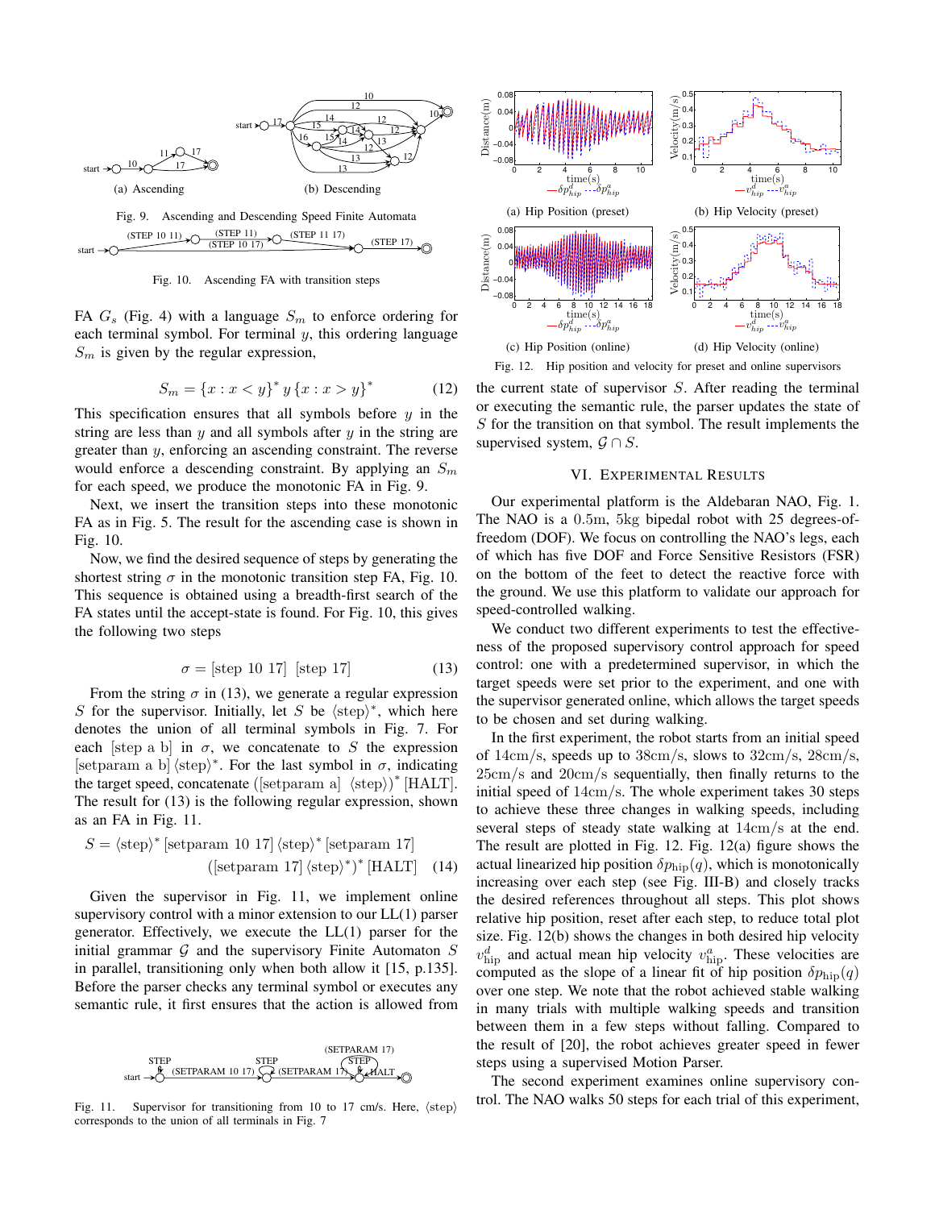(a) Ascending

(b) Descending

Fig. 9. Ascending and Descending Speed Finite Automata

Fig. 10. Ascending FA with transition steps

FA $G_s$ (Fig. 4) with a language $S_m$ to enforce ordering for each terminal symbol. For terminal $y$, this ordering language $S_m$ is given by the regular expression,

$$S_m = \{x : x < y\}^* \, y \, \{x : x > y\}^* \tag{12}$$

This specification ensures that all symbols before $y$ in the string are less than $y$ and all symbols after $y$ in the string are greater than $y$, enforcing an ascending constraint. The reverse would enforce a descending constraint. By applying an $S_m$ for each speed, we produce the monotonic FA in Fig. 9.

Next, we insert the transition steps into these monotonic FA as in Fig. 5. The result for the ascending case is shown in Fig. 10.

Now, we find the desired sequence of steps by generating the shortest string $\sigma$ in the monotonic transition step FA, Fig. 10. This sequence is obtained using a breadth-first search of the FA states until the accept-state is found. For Fig. 10, this gives the following two steps

$$\sigma = [\text{step } 10 \ 17] \ \ [\text{step } 17] \tag{13}$$

From the string $\sigma$ in (13), we generate a regular expression $S$ for the supervisor. Initially, let $S$ be $\langle\text{step}\rangle^*$, which here denotes the union of all terminal symbols in Fig. 7. For each $[\text{step a b}]$ in $\sigma$, we concatenate to $S$ the expression $[\text{setparam a b}]\,\langle\text{step}\rangle^*$. For the last symbol in $\sigma$, indicating the target speed, concatenate $([\text{setparam a}] \ \langle\text{step}\rangle)^* \,[\text{HALT}]$. The result for (13) is the following regular expression, shown as an FA in Fig. 11.

$$S = \langle\text{step}\rangle^* \,[\text{setparam } 10 \ 17]\, \langle\text{step}\rangle^* \,[\text{setparam } 17] \\ ([\text{setparam } 17]\, \langle\text{step}\rangle^*)^* \,[\text{HALT}] \tag{14}$$

Given the supervisor in Fig. 11, we implement online supervisory control with a minor extension to our LL(1) parser generator. Effectively, we execute the LL(1) parser for the initial grammar $\mathcal{G}$ and the supervisory Finite Automaton $S$ in parallel, transitioning only when both allow it [15, p.135]. Before the parser checks any terminal symbol or executes any semantic rule, it first ensures that the action is allowed from the current state of supervisor $S$. After reading the terminal or executing the semantic rule, the parser updates the state of $S$ for the transition on that symbol. The result implements the supervised system, $\mathcal{G} \cap S$.

Fig. 11. Supervisor for transitioning from 10 to 17 cm/s. Here, $\langle\text{step}\rangle$ corresponds to the union of all terminals in Fig. 7

(a) Hip Position (preset)

(b) Hip Velocity (preset)

(c) Hip Position (online)

(d) Hip Velocity (online)

Fig. 12. Hip position and velocity for preset and online supervisors

## VI. Experimental Results

Our experimental platform is the Aldebaran NAO, Fig. 1. The NAO is a 0.5m, 5kg bipedal robot with 25 degrees-of-freedom (DOF). We focus on controlling the NAO's legs, each of which has five DOF and Force Sensitive Resistors (FSR) on the bottom of the feet to detect the reactive force with the ground. We use this platform to validate our approach for speed-controlled walking.

We conduct two different experiments to test the effectiveness of the proposed supervisory control approach for speed control: one with a predetermined supervisor, in which the target speeds were set prior to the experiment, and one with the supervisor generated online, which allows the target speeds to be chosen and set during walking.

In the first experiment, the robot starts from an initial speed of 14cm/s, speeds up to 38cm/s, slows to 32cm/s, 28cm/s, 25cm/s and 20cm/s sequentially, then finally returns to the initial speed of 14cm/s. The whole experiment takes 30 steps to achieve these three changes in walking speeds, including several steps of steady state walking at 14cm/s at the end. The result are plotted in Fig. 12. Fig. 12(a) figure shows the actual linearized hip position $\delta p_{\text{hip}}(q)$, which is monotonically increasing over each step (see Fig. III-B) and closely tracks the desired references throughout all steps. This plot shows relative hip position, reset after each step, to reduce total plot size. Fig. 12(b) shows the changes in both desired hip velocity $v^d_{\text{hip}}$ and actual mean hip velocity $v^a_{\text{hip}}$. These velocities are computed as the slope of a linear fit of hip position $\delta p_{\text{hip}}(q)$ over one step. We note that the robot achieved stable walking in many trials with multiple walking speeds and transition between them in a few steps without falling. Compared to the result of [20], the robot achieves greater speed in fewer steps using a supervised Motion Parser.

The second experiment examines online supervisory control. The NAO walks 50 steps for each trial of this experiment,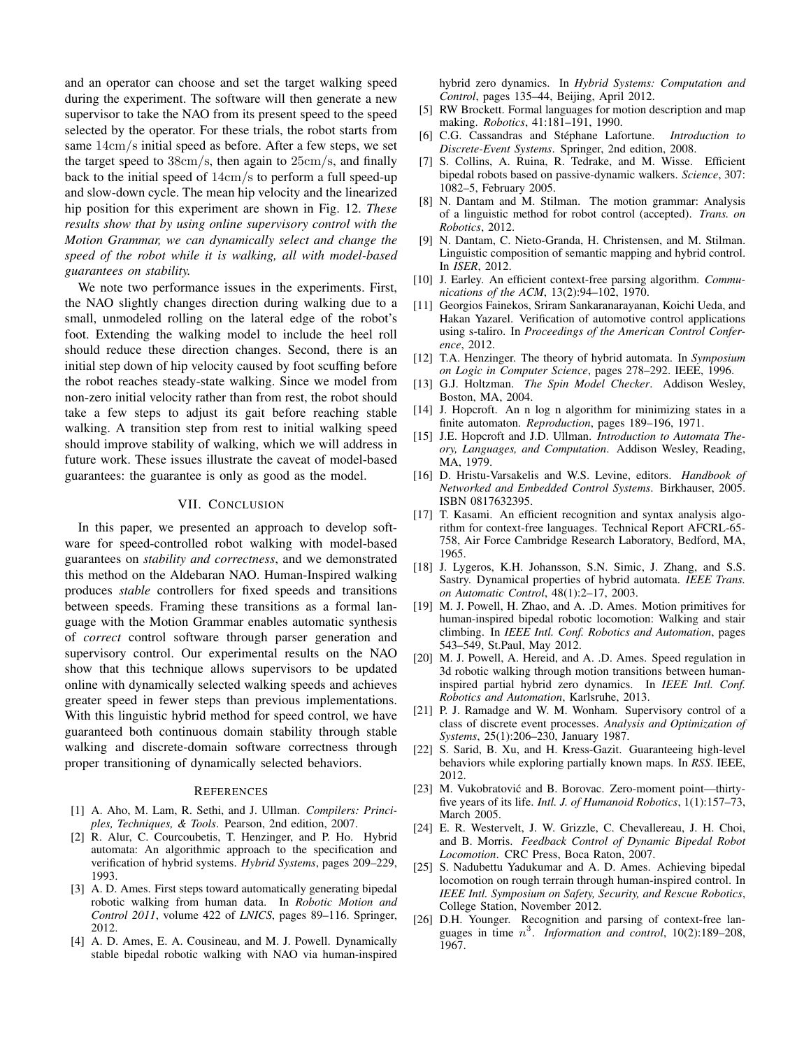and an operator can choose and set the target walking speed during the experiment. The software will then generate a new supervisor to take the NAO from its present speed to the speed selected by the operator. For these trials, the robot starts from same $14\mathrm{cm/s}$ initial speed as before. After a few steps, we set the target speed to $38\mathrm{cm/s}$, then again to $25\mathrm{cm/s}$, and finally back to the initial speed of $14\mathrm{cm/s}$ to perform a full speed-up and slow-down cycle. The mean hip velocity and the linearized hip position for this experiment are shown in Fig. 12. *These results show that by using online supervisory control with the Motion Grammar, we can dynamically select and change the speed of the robot while it is walking, all with model-based guarantees on stability.*

We note two performance issues in the experiments. First, the NAO slightly changes direction during walking due to a small, unmodeled rolling on the lateral edge of the robot's foot. Extending the walking model to include the heel roll should reduce these direction changes. Second, there is an initial step down of hip velocity caused by foot scuffing before the robot reaches steady-state walking. Since we model from non-zero initial velocity rather than from rest, the robot should take a few steps to adjust its gait before reaching stable walking. A transition step from rest to initial walking speed should improve stability of walking, which we will address in future work. These issues illustrate the caveat of model-based guarantees: the guarantee is only as good as the model.

## VII. Conclusion

In this paper, we presented an approach to develop software for speed-controlled robot walking with model-based guarantees on *stability and correctness*, and we demonstrated this method on the Aldebaran NAO. Human-Inspired walking produces *stable* controllers for fixed speeds and transitions between speeds. Framing these transitions as a formal language with the Motion Grammar enables automatic synthesis of *correct* control software through parser generation and supervisory control. Our experimental results on the NAO show that this technique allows supervisors to be updated online with dynamically selected walking speeds and achieves greater speed in fewer steps than previous implementations. With this linguistic hybrid method for speed control, we have guaranteed both continuous domain stability through stable walking and discrete-domain software correctness through proper transitioning of dynamically selected behaviors.

## References

[1] A. Aho, M. Lam, R. Sethi, and J. Ullman. *Compilers: Principles, Techniques, & Tools*. Pearson, 2nd edition, 2007.

[2] R. Alur, C. Courcoubetis, T. Henzinger, and P. Ho. Hybrid automata: An algorithmic approach to the specification and verification of hybrid systems. *Hybrid Systems*, pages 209–229, 1993.

[3] A. D. Ames. First steps toward automatically generating bipedal robotic walking from human data. In *Robotic Motion and Control 2011*, volume 422 of *LNICS*, pages 89–116. Springer, 2012.

[4] A. D. Ames, E. A. Cousineau, and M. J. Powell. Dynamically stable bipedal robotic walking with NAO via human-inspired hybrid zero dynamics. In *Hybrid Systems: Computation and Control*, pages 135–44, Beijing, April 2012.

[5] RW Brockett. Formal languages for motion description and map making. *Robotics*, 41:181–191, 1990.

[6] C.G. Cassandras and Stéphane Lafortune. *Introduction to Discrete-Event Systems*. Springer, 2nd edition, 2008.

[7] S. Collins, A. Ruina, R. Tedrake, and M. Wisse. Efficient bipedal robots based on passive-dynamic walkers. *Science*, 307: 1082–5, February 2005.

[8] N. Dantam and M. Stilman. The motion grammar: Analysis of a linguistic method for robot control (accepted). *Trans. on Robotics*, 2012.

[9] N. Dantam, C. Nieto-Granda, H. Christensen, and M. Stilman. Linguistic composition of semantic mapping and hybrid control. In *ISER*, 2012.

[10] J. Earley. An efficient context-free parsing algorithm. *Communications of the ACM*, 13(2):94–102, 1970.

[11] Georgios Fainekos, Sriram Sankaranarayanan, Koichi Ueda, and Hakan Yazarel. Verification of automotive control applications using s-taliro. In *Proceedings of the American Control Conference*, 2012.

[12] T.A. Henzinger. The theory of hybrid automata. In *Symposium on Logic in Computer Science*, pages 278–292. IEEE, 1996.

[13] G.J. Holtzman. *The Spin Model Checker*. Addison Wesley, Boston, MA, 2004.

[14] J. Hopcroft. An n log n algorithm for minimizing states in a finite automaton. *Reproduction*, pages 189–196, 1971.

[15] J.E. Hopcroft and J.D. Ullman. *Introduction to Automata Theory, Languages, and Computation*. Addison Wesley, Reading, MA, 1979.

[16] D. Hristu-Varsakelis and W.S. Levine, editors. *Handbook of Networked and Embedded Control Systems*. Birkhauser, 2005. ISBN 0817632395.

[17] T. Kasami. An efficient recognition and syntax analysis algorithm for context-free languages. Technical Report AFCRL-65-758, Air Force Cambridge Research Laboratory, Bedford, MA, 1965.

[18] J. Lygeros, K.H. Johansson, S.N. Simic, J. Zhang, and S.S. Sastry. Dynamical properties of hybrid automata. *IEEE Trans. on Automatic Control*, 48(1):2–17, 2003.

[19] M. J. Powell, H. Zhao, and A. .D. Ames. Motion primitives for human-inspired bipedal robotic locomotion: Walking and stair climbing. In *IEEE Intl. Conf. Robotics and Automation*, pages 543–549, St.Paul, May 2012.

[20] M. J. Powell, A. Hereid, and A. .D. Ames. Speed regulation in 3d robotic walking through motion transitions between human-inspired partial hybrid zero dynamics. In *IEEE Intl. Conf. Robotics and Automation*, Karlsruhe, 2013.

[21] P. J. Ramadge and W. M. Wonham. Supervisory control of a class of discrete event processes. *Analysis and Optimization of Systems*, 25(1):206–230, January 1987.

[22] S. Sarid, B. Xu, and H. Kress-Gazit. Guaranteeing high-level behaviors while exploring partially known maps. In *RSS*. IEEE, 2012.

[23] M. Vukobratović and B. Borovac. Zero-moment point—thirty-five years of its life. *Intl. J. of Humanoid Robotics*, 1(1):157–73, March 2005.

[24] E. R. Westervelt, J. W. Grizzle, C. Chevallereau, J. H. Choi, and B. Morris. *Feedback Control of Dynamic Bipedal Robot Locomotion*. CRC Press, Boca Raton, 2007.

[25] S. Nadubettu Yadukumar and A. D. Ames. Achieving bipedal locomotion on rough terrain through human-inspired control. In *IEEE Intl. Symposium on Safety, Security, and Rescue Robotics*, College Station, November 2012.

[26] D.H. Younger. Recognition and parsing of context-free languages in time $n^3$. *Information and control*, 10(2):189–208, 1967.